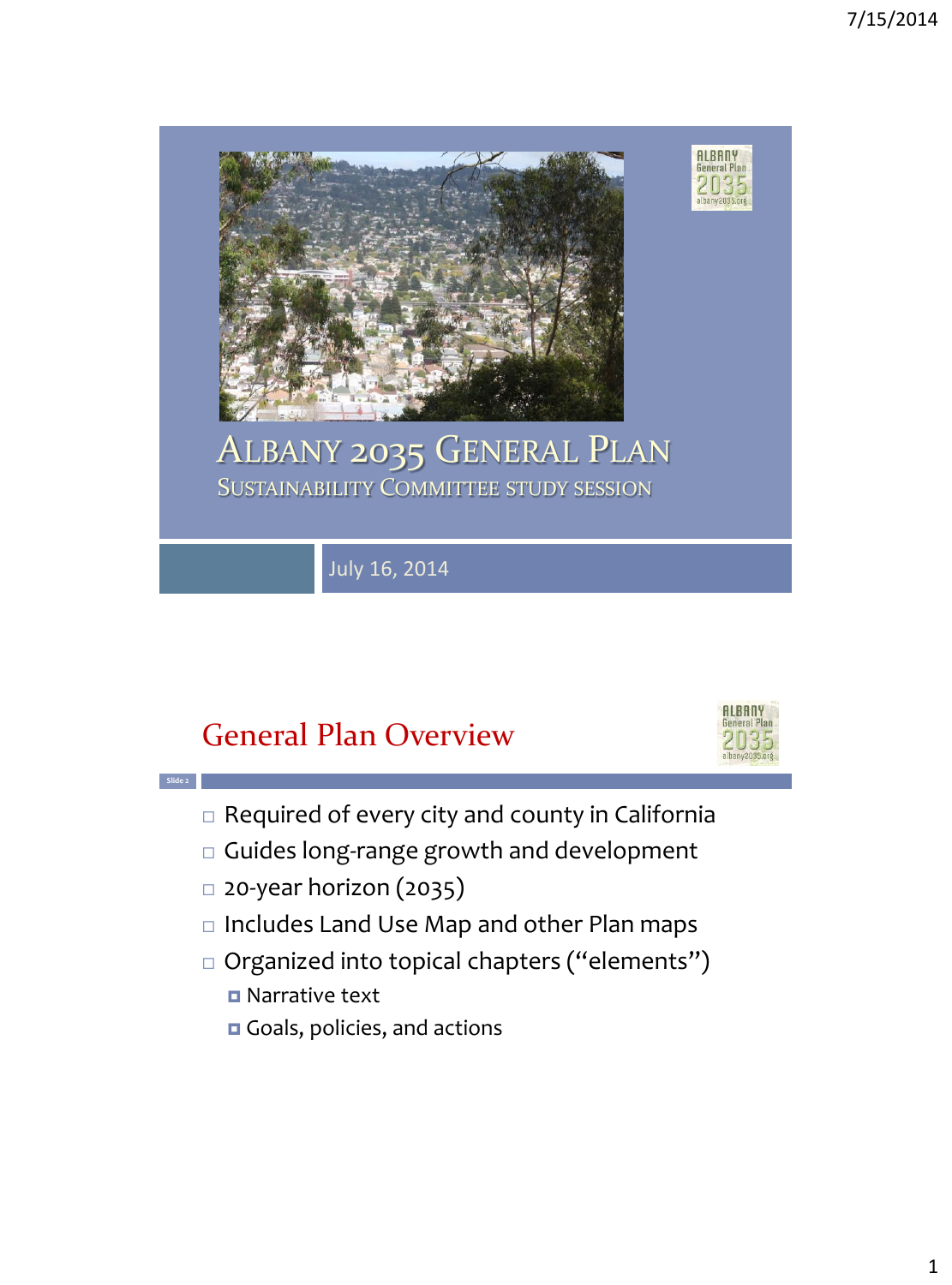# ALBANY 2035 GENERAL PLAN

## SUSTAINABILITY COMMITTEE STUDY SESSION

July 16, 2014

## General Plan Overview

- Required of every city and county in California
- Guides long-range growth and development
- 20-year horizon (2035)
- Includes Land Use Map and other Plan maps
- Organized into topical chapters ("elements")
  - Narrative text
  - Goals, policies, and actions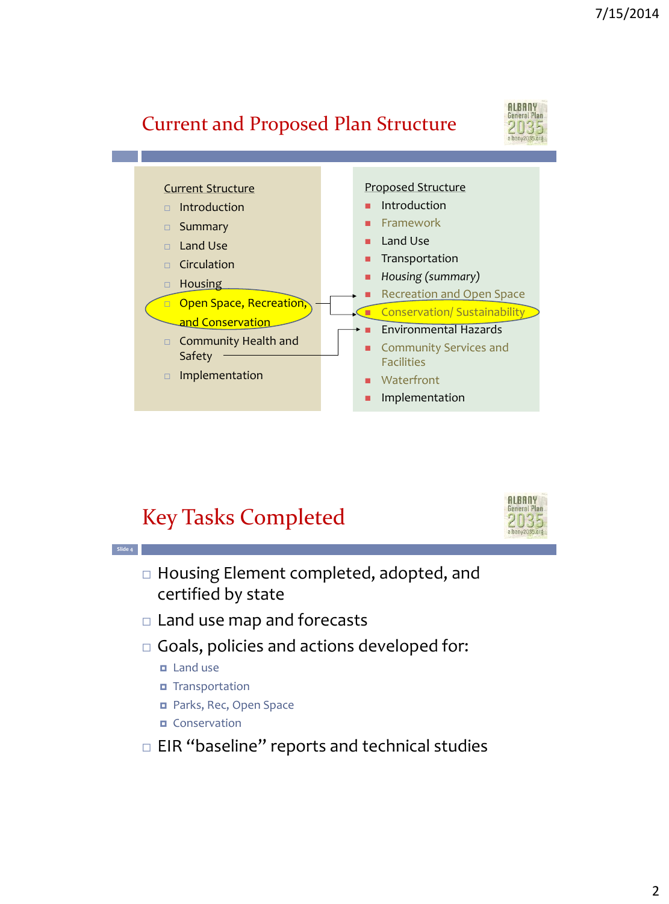## Current and Proposed Plan Structure

**Current Structure**

- Introduction
- Summary
- Land Use
- Circulation
- Housing
- Open Space, Recreation, and Conservation
- Community Health and Safety
- Implementation

**Proposed Structure**

- Introduction
- Framework
- Land Use
- Transportation
- *Housing (summary)*
- Recreation and Open Space
- Conservation/ Sustainability
- Environmental Hazards
- Community Services and Facilities
- Waterfront
- Implementation

## Key Tasks Completed

- Housing Element completed, adopted, and certified by state
- Land use map and forecasts
- Goals, policies and actions developed for:
  - Land use
  - Transportation
  - Parks, Rec, Open Space
  - Conservation
- EIR "baseline" reports and technical studies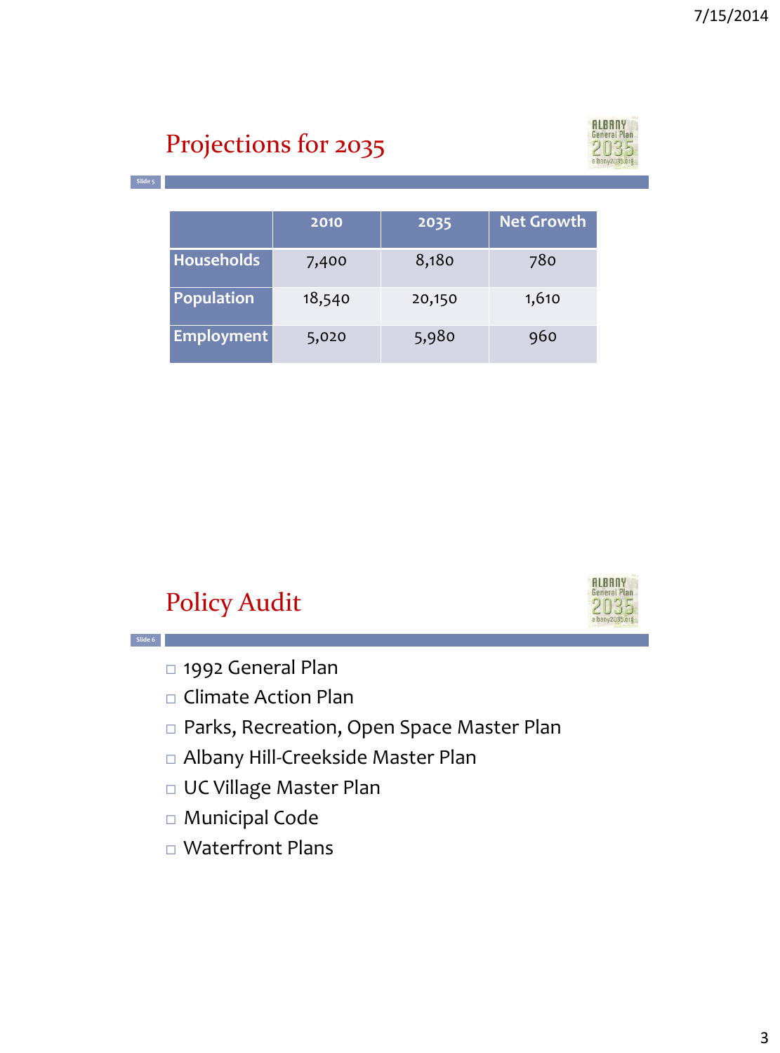## Projections for 2035

| | 2010 | 2035 | Net Growth |
|---|---|---|---|
| **Households** | 7,400 | 8,180 | 780 |
| **Population** | 18,540 | 20,150 | 1,610 |
| **Employment** | 5,020 | 5,980 | 960 |

## Policy Audit

- 1992 General Plan
- Climate Action Plan
- Parks, Recreation, Open Space Master Plan
- Albany Hill-Creekside Master Plan
- UC Village Master Plan
- Municipal Code
- Waterfront Plans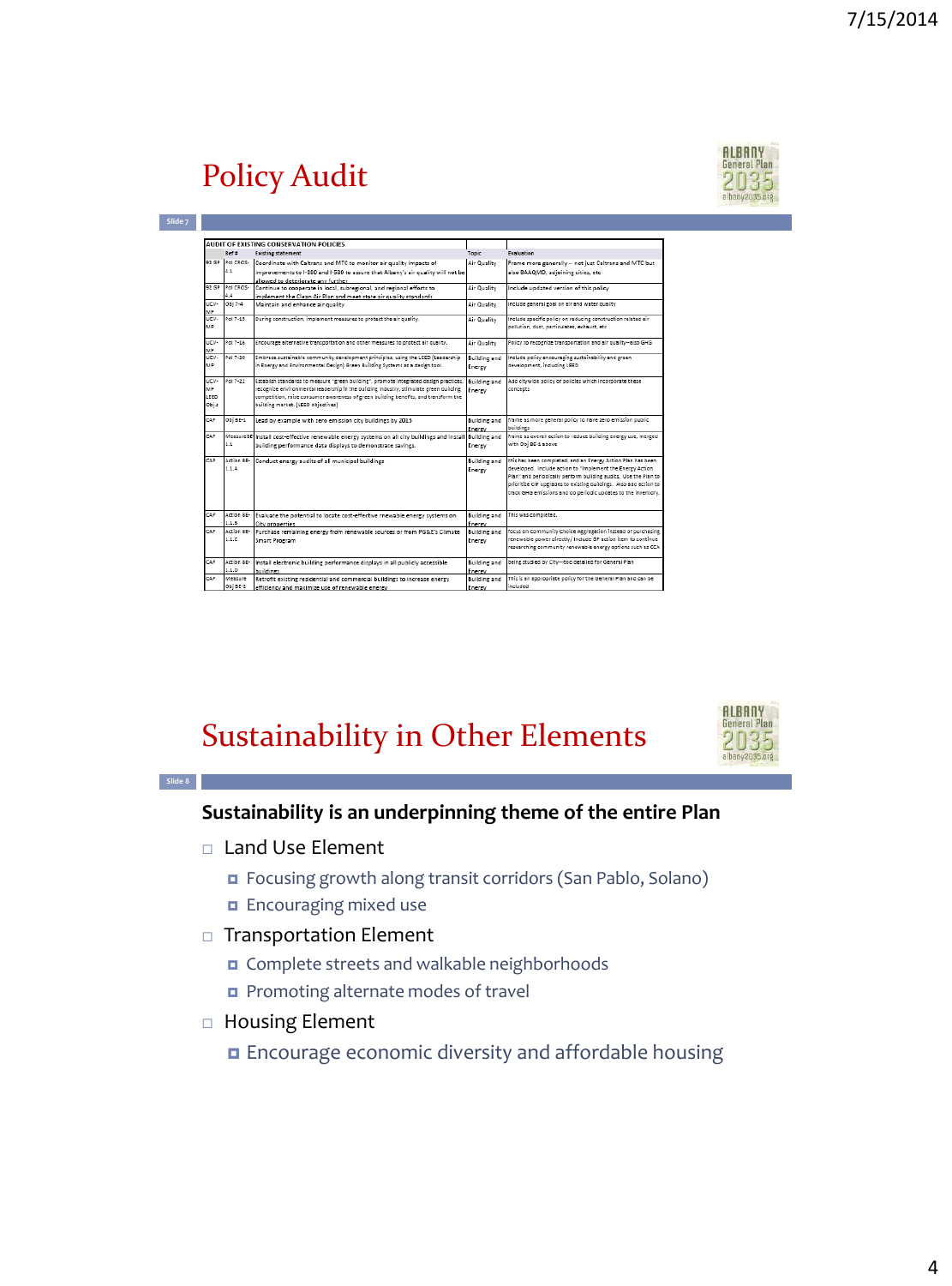# Policy Audit

| AUDIT OF EXISTING CONSERVATION POLICIES | | | | |
|---|---|---|---|---|
| | Ref # | Existing statement | Topic | Evaluation |
| 92 GP | Pol CROS-4.1 | Coordinate with Caltrans and MTC to monitor air quality impacts of improvements to I-880 and I-580 to assure that Albany's air quality will not be allowed to deteriorate any further. | Air Quality | Frame more generally -- not just Caltrans and MTC but also BAAQMD, adjoining cities, etc |
| 92 GP | Pol CROS-4.4 | Continue to cooperate in local, subregional, and regional efforts to implement the Clean Air Plan and meet state air quality standards. | Air Quality | Include updated version of this policy |
| UCV-MP | Obj 7-4 | Maintain and enhance air quality | Air Quality | Include general goal on air and water quality |
| UCV-MP | Pol 7-15 | During construction, implement measures to protect the air quality. | Air Quality | Include specific policy on reducing construction related air pollution, dust, particulates, exhaust, etc |
| UCV-MP | Pol 7-16 | Encourage alternative transportation and other measures to protect air quality. | Air Quality | Policy to recognize transportation and air quality--also GHG |
| UCV-MP | Pol 7-20 | Embrace sustainable community development principles, using the LEED (Leadership in Energy and Environmental Design) Green Building Systems as a design tool. | Building and Energy | Include policy encouraging sustainability and green development, including LEED |
| UCV-MP LEED Obj 2 | Pol 7-22 | Establish standards to measure "green building", promote integrated design practices, recognize environmental leadership in the building industry, stimulate green building competition, raise consumer awareness of green building benefits, and transform the building market. (LEED objectives) | Building and Energy | Add citywide policy or policies which incorporate these concepts |
| CAP | Obj BE-1 | Lead by example with zero emission city buildings by 2015 | Building and Energy | Frame as more general policy to have zero emission public buildings |
| CAP | Measure BE-1.1 | Install cost-effective renewable energy systems on all city buildings and install building performance data displays to demonstrate savings. | Building and Energy | Frame as overall action to reduce building energy use, merged with Obj BE-1 above |
| CAP | Action BE-1.1.A | Conduct energy audits of all municipal buildings | Building and Energy | This has been completed, and an Energy Action Plan has been developed. Include action to "implement the Energy Action Plan" and periodically perform building audits. Use the Plan to prioritize CIP upgrades to existing buildings. Also add action to track GHG emissions and do periodic updates to the inventory. |
| CAP | Action BE-1.1.B | Evaluate the potential to locate cost-effective renewable energy systems on City properties | Building and Energy | This was completed. |
| CAP | Action BE-1.1.C | Purchase remaining energy from renewable sources or from PG&E's Climate Smart Program | Building and Energy | Focus on community choice aggregation instead of purchasing renewable power directly/ Include GP action item to continue researching community renewable energy options such as CCA |
| CAP | Action BE-1.1.D | Install electronic building performance displays in all publicly accessible buildings | Building and Energy | Being studied by City--too detailed for General Plan |
| CAP | Measure Obj BE-2 | Retrofit existing residential and commercial buildings to increase energy efficiency and maximize use of renewable energy | Building and Energy | This is an appropriate policy for the General Plan and can be included |

# Sustainability in Other Elements

**Sustainability is an underpinning theme of the entire Plan**

- Land Use Element
  - Focusing growth along transit corridors (San Pablo, Solano)
  - Encouraging mixed use
- Transportation Element
  - Complete streets and walkable neighborhoods
  - Promoting alternate modes of travel
- Housing Element
  - Encourage economic diversity and affordable housing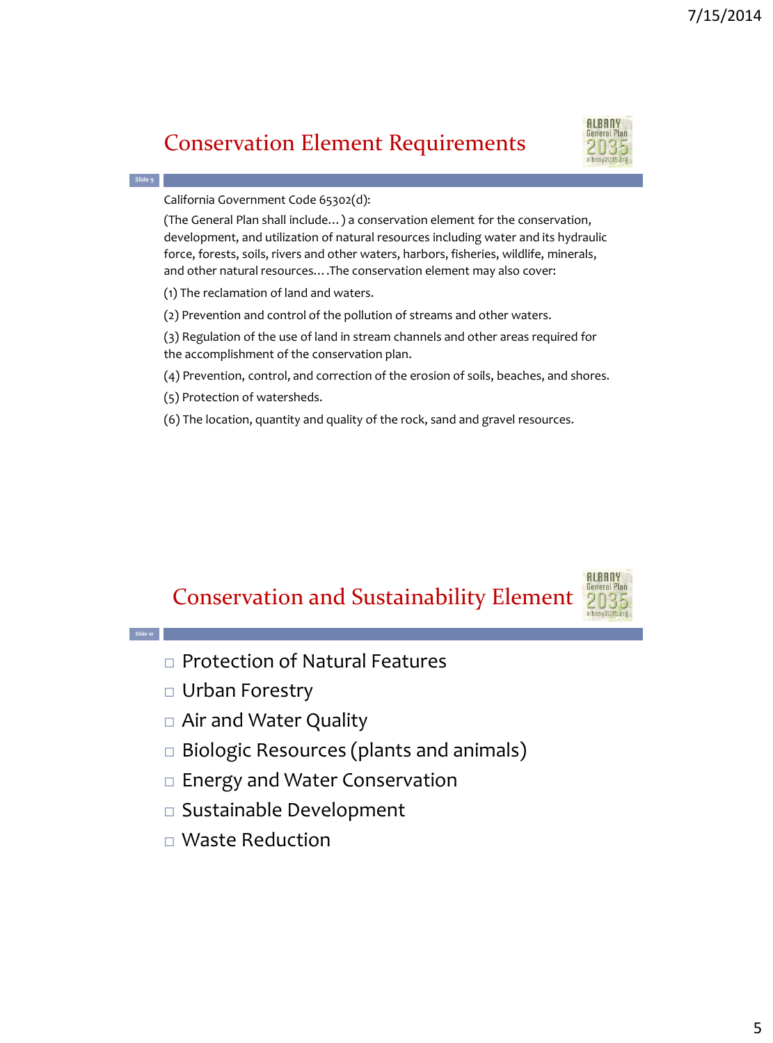## Conservation Element Requirements

California Government Code 65302(d):

(The General Plan shall include…) a conservation element for the conservation, development, and utilization of natural resources including water and its hydraulic force, forests, soils, rivers and other waters, harbors, fisheries, wildlife, minerals, and other natural resources….The conservation element may also cover:

(1) The reclamation of land and waters.

(2) Prevention and control of the pollution of streams and other waters.

(3) Regulation of the use of land in stream channels and other areas required for the accomplishment of the conservation plan.

(4) Prevention, control, and correction of the erosion of soils, beaches, and shores.

(5) Protection of watersheds.

(6) The location, quantity and quality of the rock, sand and gravel resources.

## Conservation and Sustainability Element

- Protection of Natural Features
- Urban Forestry
- Air and Water Quality
- Biologic Resources (plants and animals)
- Energy and Water Conservation
- Sustainable Development
- Waste Reduction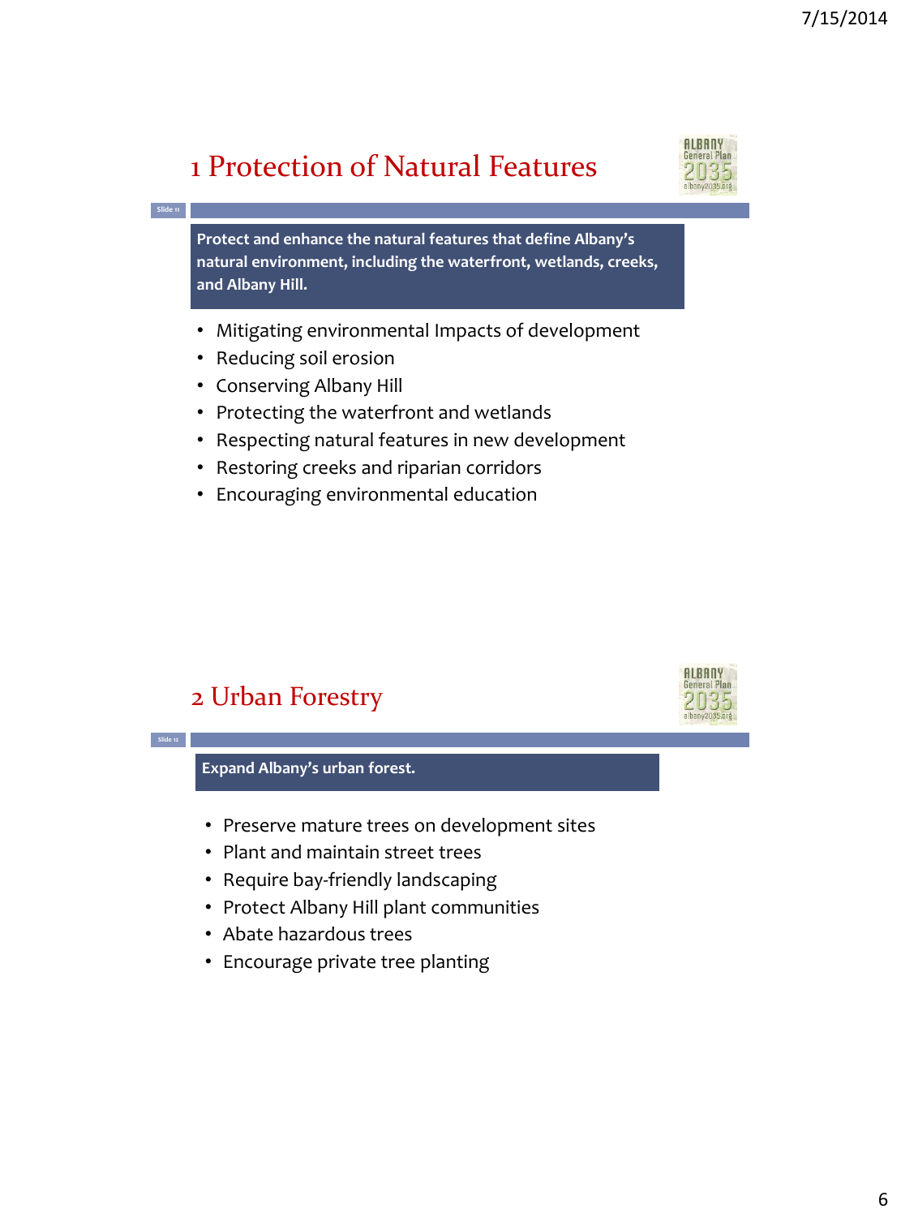## 1 Protection of Natural Features

**Protect and enhance the natural features that define Albany's natural environment, including the waterfront, wetlands, creeks, and Albany Hill.**

- Mitigating environmental Impacts of development
- Reducing soil erosion
- Conserving Albany Hill
- Protecting the waterfront and wetlands
- Respecting natural features in new development
- Restoring creeks and riparian corridors
- Encouraging environmental education

## 2 Urban Forestry

**Expand Albany's urban forest.**

- Preserve mature trees on development sites
- Plant and maintain street trees
- Require bay-friendly landscaping
- Protect Albany Hill plant communities
- Abate hazardous trees
- Encourage private tree planting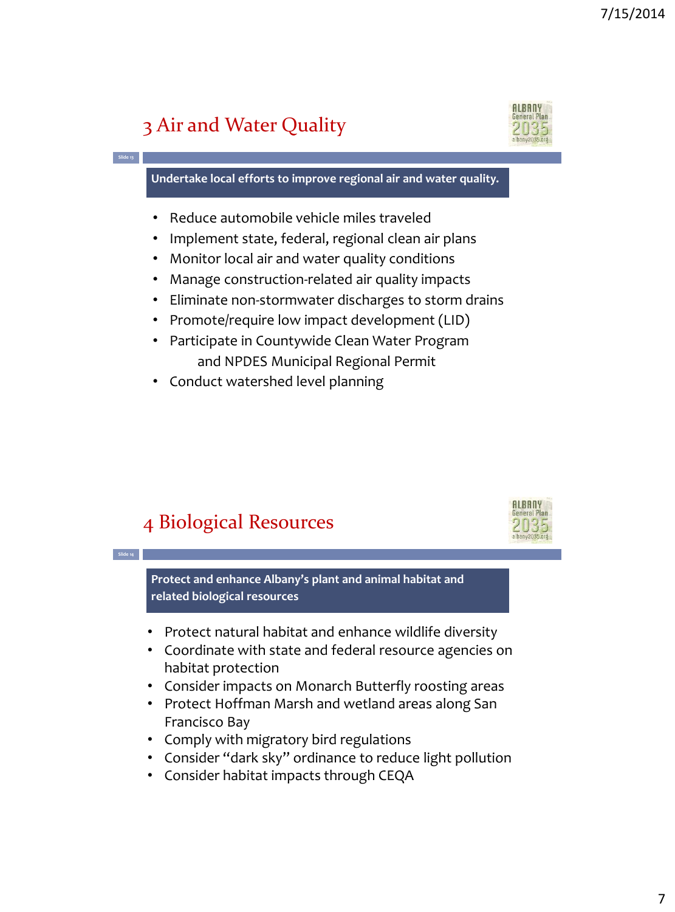## 3 Air and Water Quality

**Undertake local efforts to improve regional air and water quality.**

- Reduce automobile vehicle miles traveled
- Implement state, federal, regional clean air plans
- Monitor local air and water quality conditions
- Manage construction-related air quality impacts
- Eliminate non-stormwater discharges to storm drains
- Promote/require low impact development (LID)
- Participate in Countywide Clean Water Program and NPDES Municipal Regional Permit
- Conduct watershed level planning

## 4 Biological Resources

**Protect and enhance Albany's plant and animal habitat and related biological resources**

- Protect natural habitat and enhance wildlife diversity
- Coordinate with state and federal resource agencies on habitat protection
- Consider impacts on Monarch Butterfly roosting areas
- Protect Hoffman Marsh and wetland areas along San Francisco Bay
- Comply with migratory bird regulations
- Consider "dark sky" ordinance to reduce light pollution
- Consider habitat impacts through CEQA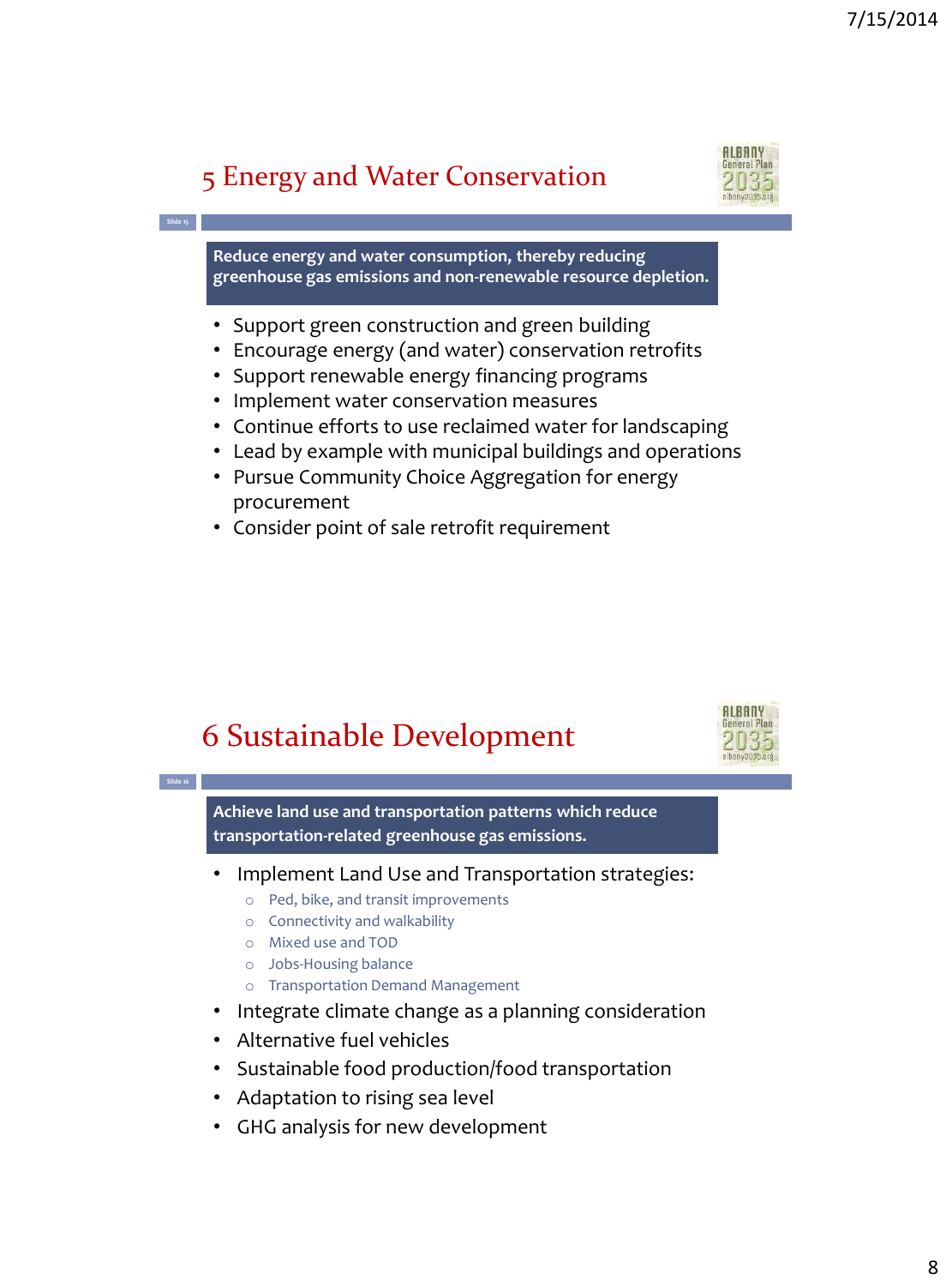## 5 Energy and Water Conservation

**Reduce energy and water consumption, thereby reducing greenhouse gas emissions and non-renewable resource depletion.**

- Support green construction and green building
- Encourage energy (and water) conservation retrofits
- Support renewable energy financing programs
- Implement water conservation measures
- Continue efforts to use reclaimed water for landscaping
- Lead by example with municipal buildings and operations
- Pursue Community Choice Aggregation for energy procurement
- Consider point of sale retrofit requirement

## 6 Sustainable Development

**Achieve land use and transportation patterns which reduce transportation-related greenhouse gas emissions.**

- Implement Land Use and Transportation strategies:
  - Ped, bike, and transit improvements
  - Connectivity and walkability
  - Mixed use and TOD
  - Jobs-Housing balance
  - Transportation Demand Management
- Integrate climate change as a planning consideration
- Alternative fuel vehicles
- Sustainable food production/food transportation
- Adaptation to rising sea level
- GHG analysis for new development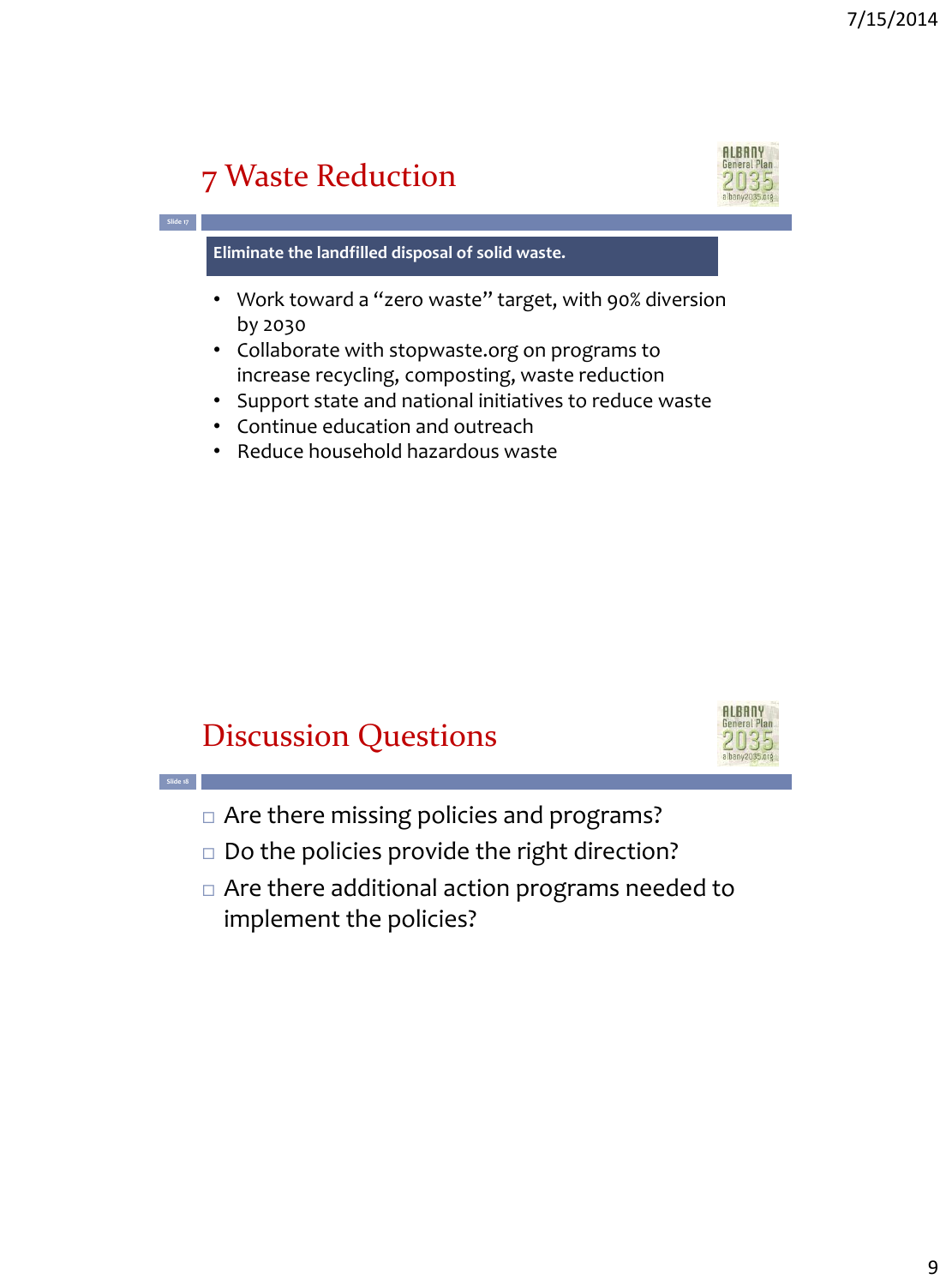## 7 Waste Reduction

**Eliminate the landfilled disposal of solid waste.**

- Work toward a "zero waste" target, with 90% diversion by 2030
- Collaborate with stopwaste.org on programs to increase recycling, composting, waste reduction
- Support state and national initiatives to reduce waste
- Continue education and outreach
- Reduce household hazardous waste

## Discussion Questions

- Are there missing policies and programs?
- Do the policies provide the right direction?
- Are there additional action programs needed to implement the policies?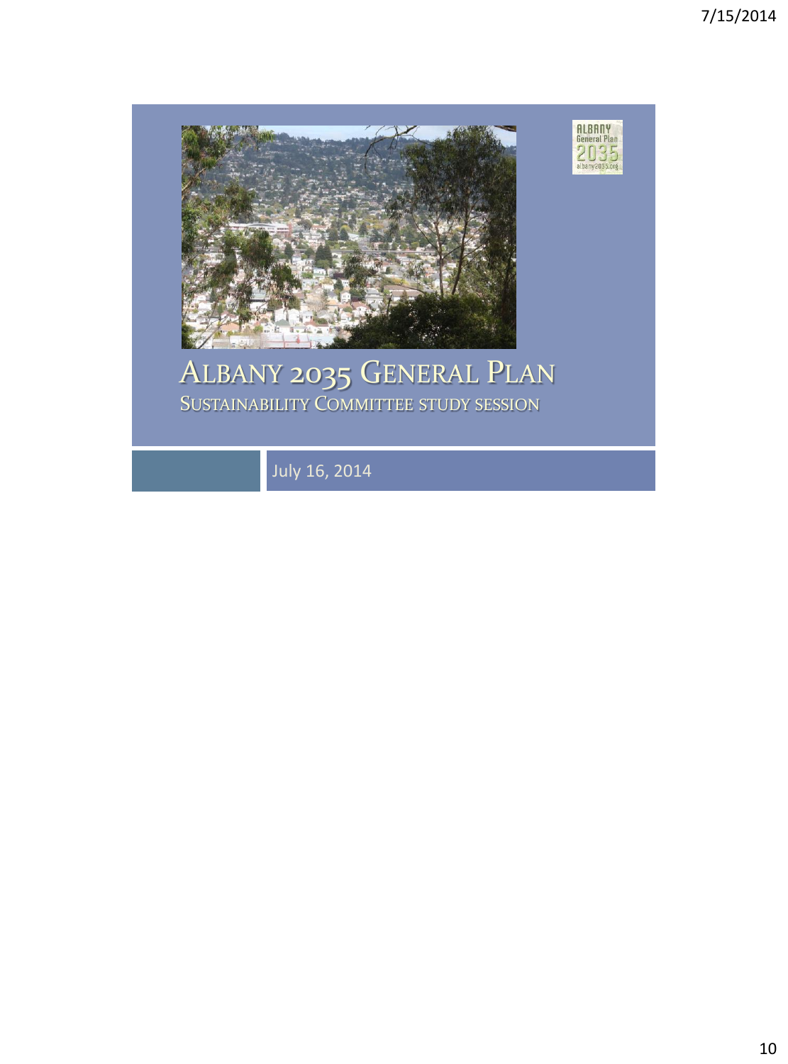# Albany 2035 General Plan

Sustainability Committee study session

July 16, 2014